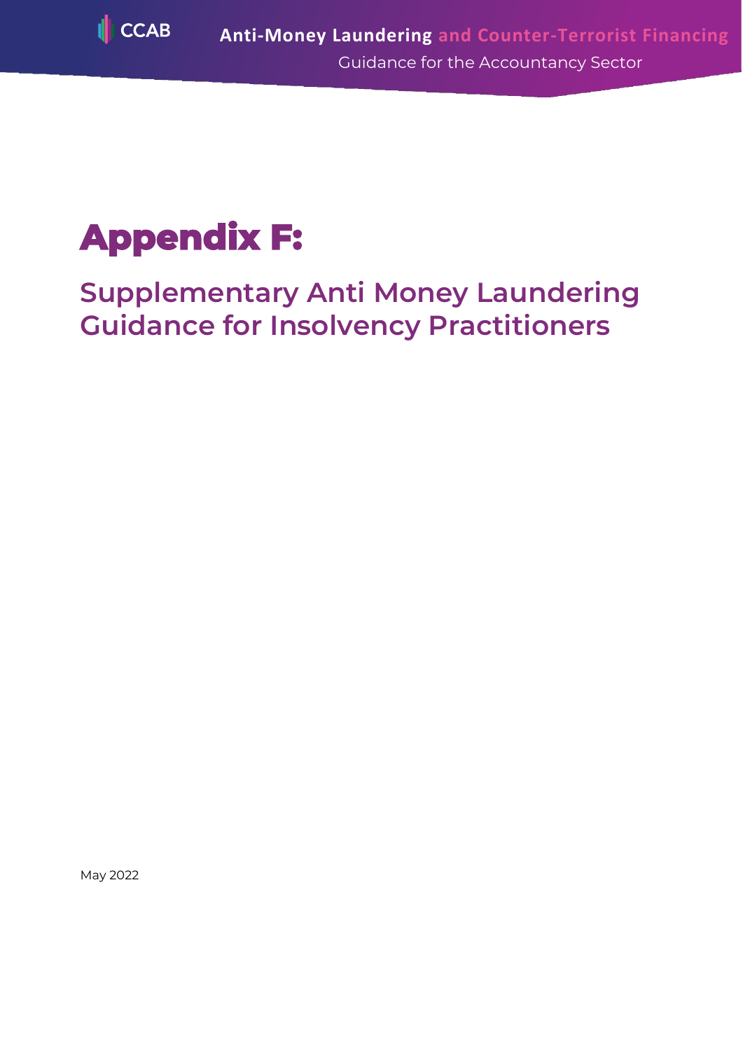# Appendix F:

## Supplementary Anti Money Laundering Guidance for Insolvency Practitioners

May 2022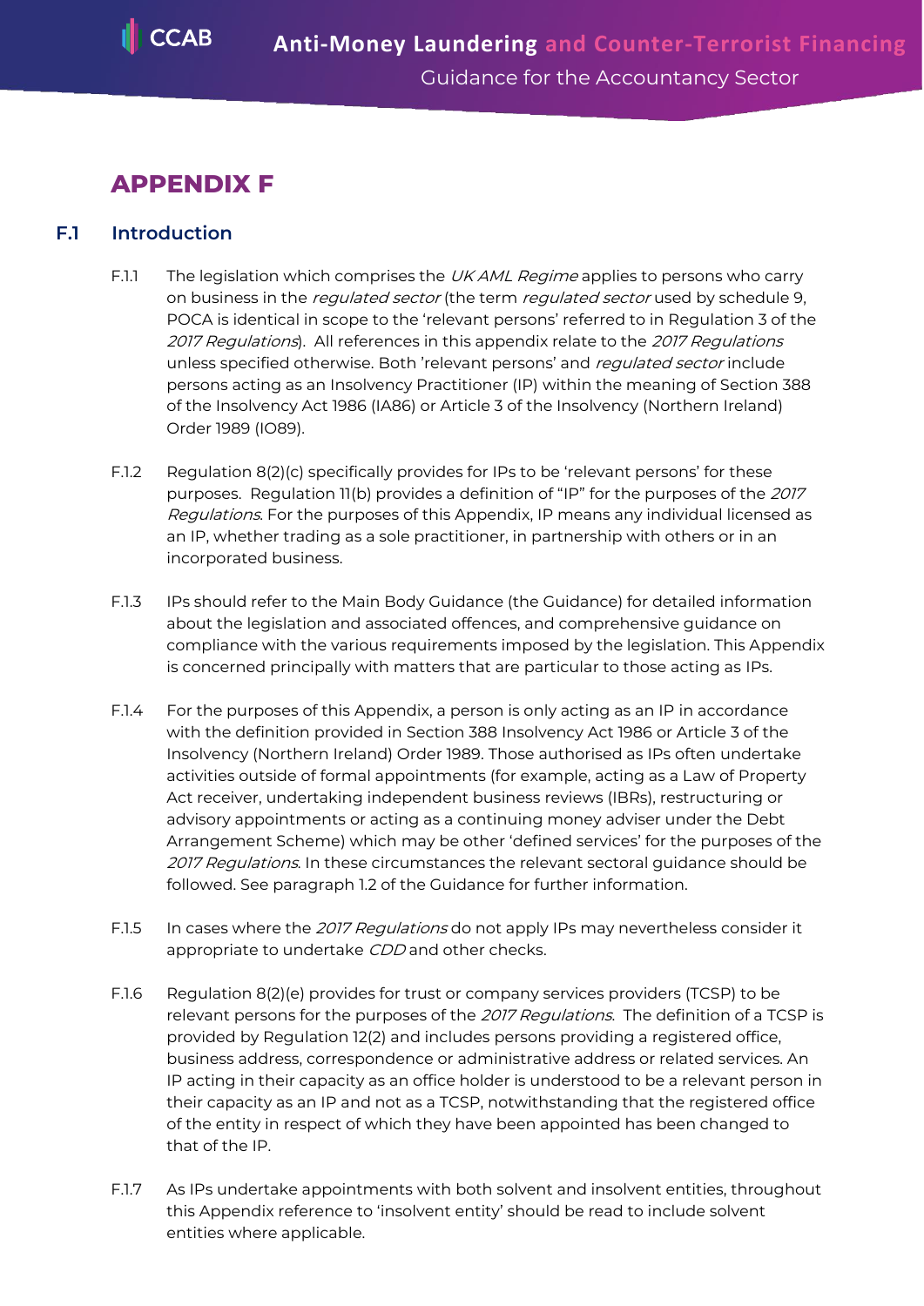# APPENDIX F

## F.1 Introduction

F.1.1 The legislation which comprises the *UK AML Regime* applies to persons who carry on business in the *regulated sector* (the term *regulated sector* used by schedule 9, POCA is identical in scope to the 'relevant persons' referred to in Regulation 3 of the *2017 Regulations*). All references in this appendix relate to the *2017 Regulations* unless specified otherwise. Both 'relevant persons' and *regulated sector* include persons acting as an Insolvency Practitioner (IP) within the meaning of Section 388 of the Insolvency Act 1986 (IA86) or Article 3 of the Insolvency (Northern Ireland) Order 1989 (IO89).

F.1.2 Regulation 8(2)(c) specifically provides for IPs to be 'relevant persons' for these purposes. Regulation 11(b) provides a definition of "IP" for the purposes of the *2017 Regulations*. For the purposes of this Appendix, IP means any individual licensed as an IP, whether trading as a sole practitioner, in partnership with others or in an incorporated business.

F.1.3 IPs should refer to the Main Body Guidance (the Guidance) for detailed information about the legislation and associated offences, and comprehensive guidance on compliance with the various requirements imposed by the legislation. This Appendix is concerned principally with matters that are particular to those acting as IPs.

F.1.4 For the purposes of this Appendix, a person is only acting as an IP in accordance with the definition provided in Section 388 Insolvency Act 1986 or Article 3 of the Insolvency (Northern Ireland) Order 1989. Those authorised as IPs often undertake activities outside of formal appointments (for example, acting as a Law of Property Act receiver, undertaking independent business reviews (IBRs), restructuring or advisory appointments or acting as a continuing money adviser under the Debt Arrangement Scheme) which may be other 'defined services' for the purposes of the *2017 Regulations*. In these circumstances the relevant sectoral guidance should be followed. See paragraph 1.2 of the Guidance for further information.

F.1.5 In cases where the *2017 Regulations* do not apply IPs may nevertheless consider it appropriate to undertake *CDD* and other checks.

F.1.6 Regulation 8(2)(e) provides for trust or company services providers (TCSP) to be relevant persons for the purposes of the *2017 Regulations*. The definition of a TCSP is provided by Regulation 12(2) and includes persons providing a registered office, business address, correspondence or administrative address or related services. An IP acting in their capacity as an office holder is understood to be a relevant person in their capacity as an IP and not as a TCSP, notwithstanding that the registered office of the entity in respect of which they have been appointed has been changed to that of the IP.

F.1.7 As IPs undertake appointments with both solvent and insolvent entities, throughout this Appendix reference to 'insolvent entity' should be read to include solvent entities where applicable.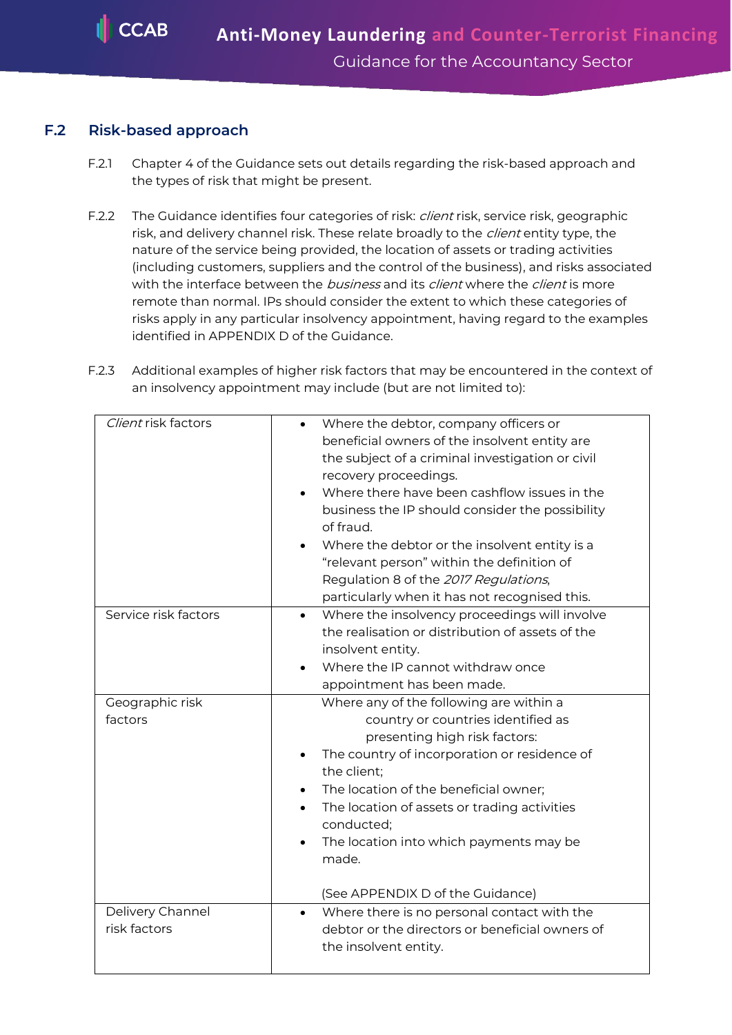## F.2 Risk-based approach

F.2.1 Chapter 4 of the Guidance sets out details regarding the risk-based approach and the types of risk that might be present.

F.2.2 The Guidance identifies four categories of risk: *client* risk, service risk, geographic risk, and delivery channel risk. These relate broadly to the *client* entity type, the nature of the service being provided, the location of assets or trading activities (including customers, suppliers and the control of the business), and risks associated with the interface between the *business* and its *client* where the *client* is more remote than normal. IPs should consider the extent to which these categories of risks apply in any particular insolvency appointment, having regard to the examples identified in APPENDIX D of the Guidance.

F.2.3 Additional examples of higher risk factors that may be encountered in the context of an insolvency appointment may include (but are not limited to):

| | |
|---|---|
| *Client* risk factors | • Where the debtor, company officers or beneficial owners of the insolvent entity are the subject of a criminal investigation or civil recovery proceedings.<br>• Where there have been cashflow issues in the business the IP should consider the possibility of fraud.<br>• Where the debtor or the insolvent entity is a "relevant person" within the definition of Regulation 8 of the *2017 Regulations*, particularly when it has not recognised this. |
| Service risk factors | • Where the insolvency proceedings will involve the realisation or distribution of assets of the insolvent entity.<br>• Where the IP cannot withdraw once appointment has been made. |
| Geographic risk factors | Where any of the following are within a country or countries identified as presenting high risk factors:<br>• The country of incorporation or residence of the client;<br>• The location of the beneficial owner;<br>• The location of assets or trading activities conducted;<br>• The location into which payments may be made.<br><br>(See APPENDIX D of the Guidance) |
| Delivery Channel risk factors | • Where there is no personal contact with the debtor or the directors or beneficial owners of the insolvent entity. |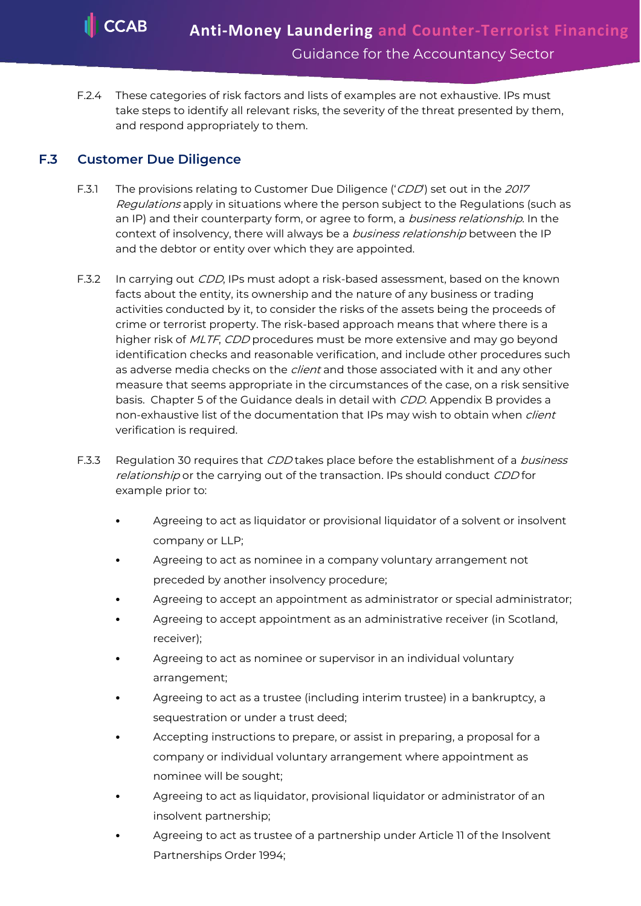F.2.4 These categories of risk factors and lists of examples are not exhaustive. IPs must take steps to identify all relevant risks, the severity of the threat presented by them, and respond appropriately to them.

## F.3 Customer Due Diligence

F.3.1 The provisions relating to Customer Due Diligence ('*CDD*') set out in the *2017 Regulations* apply in situations where the person subject to the Regulations (such as an IP) and their counterparty form, or agree to form, a *business relationship*. In the context of insolvency, there will always be a *business relationship* between the IP and the debtor or entity over which they are appointed.

F.3.2 In carrying out *CDD*, IPs must adopt a risk-based assessment, based on the known facts about the entity, its ownership and the nature of any business or trading activities conducted by it, to consider the risks of the assets being the proceeds of crime or terrorist property. The risk-based approach means that where there is a higher risk of *MLTF*, *CDD* procedures must be more extensive and may go beyond identification checks and reasonable verification, and include other procedures such as adverse media checks on the *client* and those associated with it and any other measure that seems appropriate in the circumstances of the case, on a risk sensitive basis. Chapter 5 of the Guidance deals in detail with *CDD*. Appendix B provides a non-exhaustive list of the documentation that IPs may wish to obtain when *client* verification is required.

F.3.3 Regulation 30 requires that *CDD* takes place before the establishment of a *business relationship* or the carrying out of the transaction. IPs should conduct *CDD* for example prior to:

- Agreeing to act as liquidator or provisional liquidator of a solvent or insolvent company or LLP;
- Agreeing to act as nominee in a company voluntary arrangement not preceded by another insolvency procedure;
- Agreeing to accept an appointment as administrator or special administrator;
- Agreeing to accept appointment as an administrative receiver (in Scotland, receiver);
- Agreeing to act as nominee or supervisor in an individual voluntary arrangement;
- Agreeing to act as a trustee (including interim trustee) in a bankruptcy, a sequestration or under a trust deed;
- Accepting instructions to prepare, or assist in preparing, a proposal for a company or individual voluntary arrangement where appointment as nominee will be sought;
- Agreeing to act as liquidator, provisional liquidator or administrator of an insolvent partnership;
- Agreeing to act as trustee of a partnership under Article 11 of the Insolvent Partnerships Order 1994;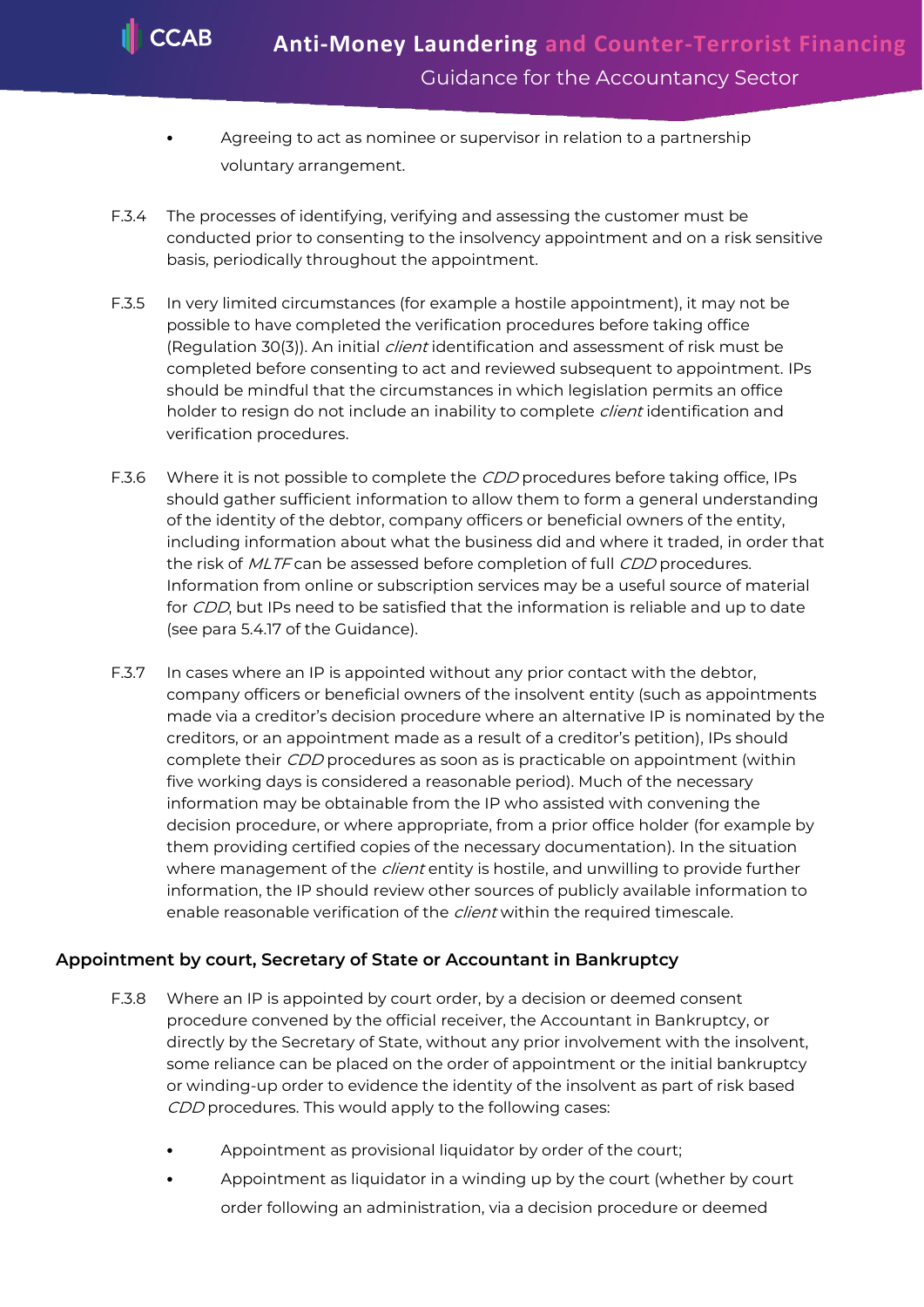- Agreeing to act as nominee or supervisor in relation to a partnership voluntary arrangement.

F.3.4 The processes of identifying, verifying and assessing the customer must be conducted prior to consenting to the insolvency appointment and on a risk sensitive basis, periodically throughout the appointment.

F.3.5 In very limited circumstances (for example a hostile appointment), it may not be possible to have completed the verification procedures before taking office (Regulation 30(3)). An initial *client* identification and assessment of risk must be completed before consenting to act and reviewed subsequent to appointment. IPs should be mindful that the circumstances in which legislation permits an office holder to resign do not include an inability to complete *client* identification and verification procedures.

F.3.6 Where it is not possible to complete the *CDD* procedures before taking office, IPs should gather sufficient information to allow them to form a general understanding of the identity of the debtor, company officers or beneficial owners of the entity, including information about what the business did and where it traded, in order that the risk of *MLTF* can be assessed before completion of full *CDD* procedures. Information from online or subscription services may be a useful source of material for *CDD*, but IPs need to be satisfied that the information is reliable and up to date (see para 5.4.17 of the Guidance).

F.3.7 In cases where an IP is appointed without any prior contact with the debtor, company officers or beneficial owners of the insolvent entity (such as appointments made via a creditor's decision procedure where an alternative IP is nominated by the creditors, or an appointment made as a result of a creditor's petition), IPs should complete their *CDD* procedures as soon as is practicable on appointment (within five working days is considered a reasonable period). Much of the necessary information may be obtainable from the IP who assisted with convening the decision procedure, or where appropriate, from a prior office holder (for example by them providing certified copies of the necessary documentation). In the situation where management of the *client* entity is hostile, and unwilling to provide further information, the IP should review other sources of publicly available information to enable reasonable verification of the *client* within the required timescale.

### Appointment by court, Secretary of State or Accountant in Bankruptcy

F.3.8 Where an IP is appointed by court order, by a decision or deemed consent procedure convened by the official receiver, the Accountant in Bankruptcy, or directly by the Secretary of State, without any prior involvement with the insolvent, some reliance can be placed on the order of appointment or the initial bankruptcy or winding-up order to evidence the identity of the insolvent as part of risk based *CDD* procedures. This would apply to the following cases:

- Appointment as provisional liquidator by order of the court;
- Appointment as liquidator in a winding up by the court (whether by court order following an administration, via a decision procedure or deemed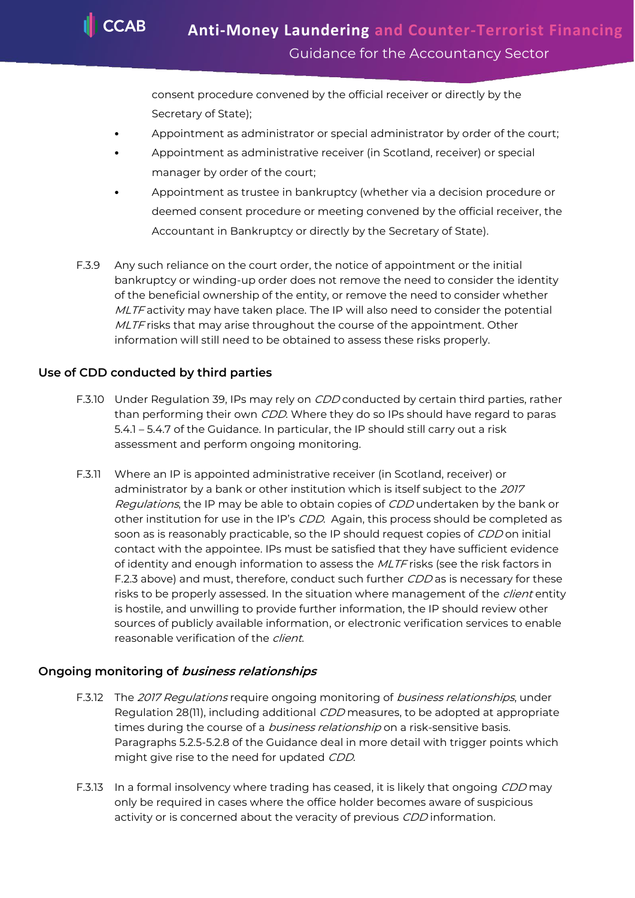consent procedure convened by the official receiver or directly by the Secretary of State);

- Appointment as administrator or special administrator by order of the court;
- Appointment as administrative receiver (in Scotland, receiver) or special manager by order of the court;
- Appointment as trustee in bankruptcy (whether via a decision procedure or deemed consent procedure or meeting convened by the official receiver, the Accountant in Bankruptcy or directly by the Secretary of State).

F.3.9 Any such reliance on the court order, the notice of appointment or the initial bankruptcy or winding-up order does not remove the need to consider the identity of the beneficial ownership of the entity, or remove the need to consider whether *MLTF* activity may have taken place. The IP will also need to consider the potential *MLTF* risks that may arise throughout the course of the appointment. Other information will still need to be obtained to assess these risks properly.

### Use of CDD conducted by third parties

F.3.10 Under Regulation 39, IPs may rely on *CDD* conducted by certain third parties, rather than performing their own *CDD*. Where they do so IPs should have regard to paras 5.4.1 – 5.4.7 of the Guidance. In particular, the IP should still carry out a risk assessment and perform ongoing monitoring.

F.3.11 Where an IP is appointed administrative receiver (in Scotland, receiver) or administrator by a bank or other institution which is itself subject to the *2017 Regulations*, the IP may be able to obtain copies of *CDD* undertaken by the bank or other institution for use in the IP's *CDD*. Again, this process should be completed as soon as is reasonably practicable, so the IP should request copies of *CDD* on initial contact with the appointee. IPs must be satisfied that they have sufficient evidence of identity and enough information to assess the *MLTF* risks (see the risk factors in F.2.3 above) and must, therefore, conduct such further *CDD* as is necessary for these risks to be properly assessed. In the situation where management of the *client* entity is hostile, and unwilling to provide further information, the IP should review other sources of publicly available information, or electronic verification services to enable reasonable verification of the *client*.

### Ongoing monitoring of *business relationships*

F.3.12 The *2017 Regulations* require ongoing monitoring of *business relationships*, under Regulation 28(11), including additional *CDD* measures, to be adopted at appropriate times during the course of a *business relationship* on a risk-sensitive basis. Paragraphs 5.2.5-5.2.8 of the Guidance deal in more detail with trigger points which might give rise to the need for updated *CDD*.

F.3.13 In a formal insolvency where trading has ceased, it is likely that ongoing *CDD* may only be required in cases where the office holder becomes aware of suspicious activity or is concerned about the veracity of previous *CDD* information.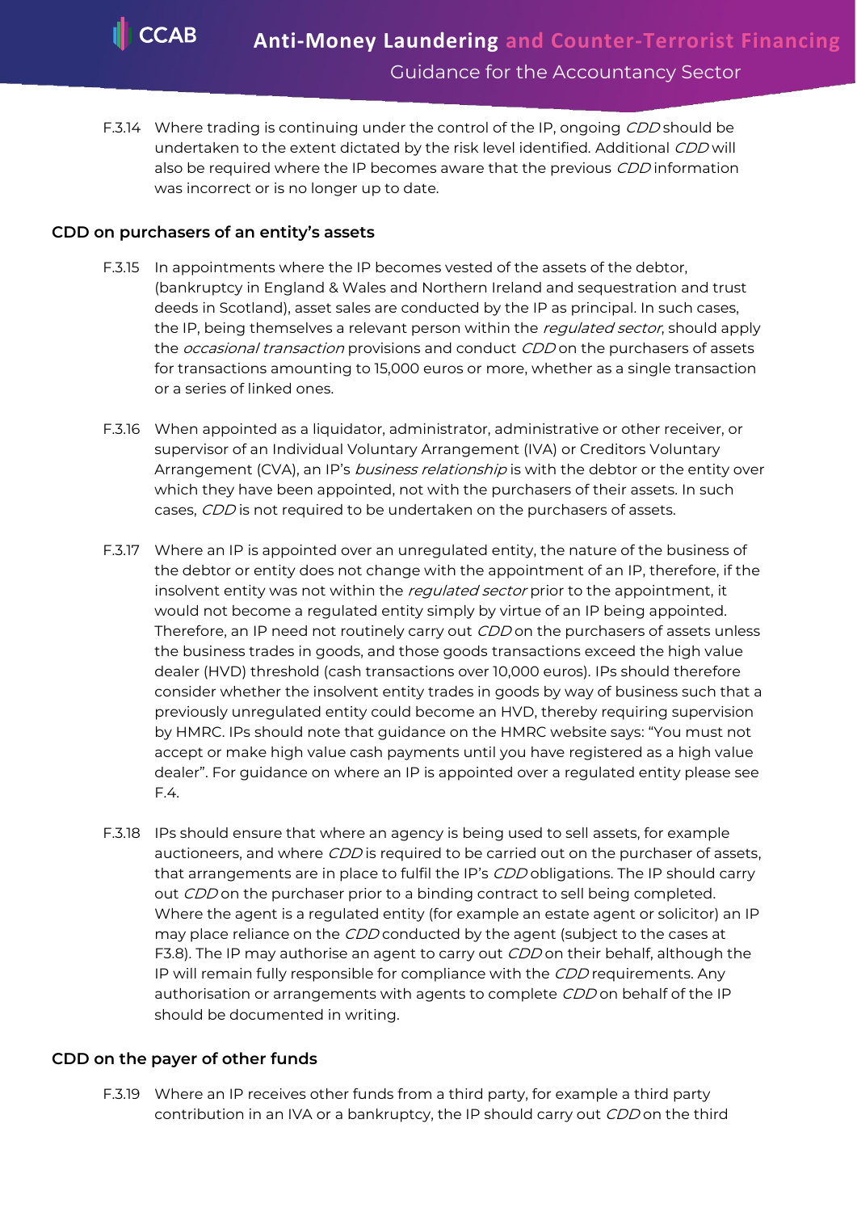F.3.14 Where trading is continuing under the control of the IP, ongoing *CDD* should be undertaken to the extent dictated by the risk level identified. Additional *CDD* will also be required where the IP becomes aware that the previous *CDD* information was incorrect or is no longer up to date.

### CDD on purchasers of an entity's assets

F.3.15 In appointments where the IP becomes vested of the assets of the debtor, (bankruptcy in England & Wales and Northern Ireland and sequestration and trust deeds in Scotland), asset sales are conducted by the IP as principal. In such cases, the IP, being themselves a relevant person within the *regulated sector*, should apply the *occasional transaction* provisions and conduct *CDD* on the purchasers of assets for transactions amounting to 15,000 euros or more, whether as a single transaction or a series of linked ones.

F.3.16 When appointed as a liquidator, administrator, administrative or other receiver, or supervisor of an Individual Voluntary Arrangement (IVA) or Creditors Voluntary Arrangement (CVA), an IP's *business relationship* is with the debtor or the entity over which they have been appointed, not with the purchasers of their assets. In such cases, *CDD* is not required to be undertaken on the purchasers of assets.

F.3.17 Where an IP is appointed over an unregulated entity, the nature of the business of the debtor or entity does not change with the appointment of an IP, therefore, if the insolvent entity was not within the *regulated sector* prior to the appointment, it would not become a regulated entity simply by virtue of an IP being appointed. Therefore, an IP need not routinely carry out *CDD* on the purchasers of assets unless the business trades in goods, and those goods transactions exceed the high value dealer (HVD) threshold (cash transactions over 10,000 euros). IPs should therefore consider whether the insolvent entity trades in goods by way of business such that a previously unregulated entity could become an HVD, thereby requiring supervision by HMRC. IPs should note that guidance on the HMRC website says: "You must not accept or make high value cash payments until you have registered as a high value dealer". For guidance on where an IP is appointed over a regulated entity please see F.4.

F.3.18 IPs should ensure that where an agency is being used to sell assets, for example auctioneers, and where *CDD* is required to be carried out on the purchaser of assets, that arrangements are in place to fulfil the IP's *CDD* obligations. The IP should carry out *CDD* on the purchaser prior to a binding contract to sell being completed. Where the agent is a regulated entity (for example an estate agent or solicitor) an IP may place reliance on the *CDD* conducted by the agent (subject to the cases at F3.8). The IP may authorise an agent to carry out *CDD* on their behalf, although the IP will remain fully responsible for compliance with the *CDD* requirements. Any authorisation or arrangements with agents to complete *CDD* on behalf of the IP should be documented in writing.

### CDD on the payer of other funds

F.3.19 Where an IP receives other funds from a third party, for example a third party contribution in an IVA or a bankruptcy, the IP should carry out *CDD* on the third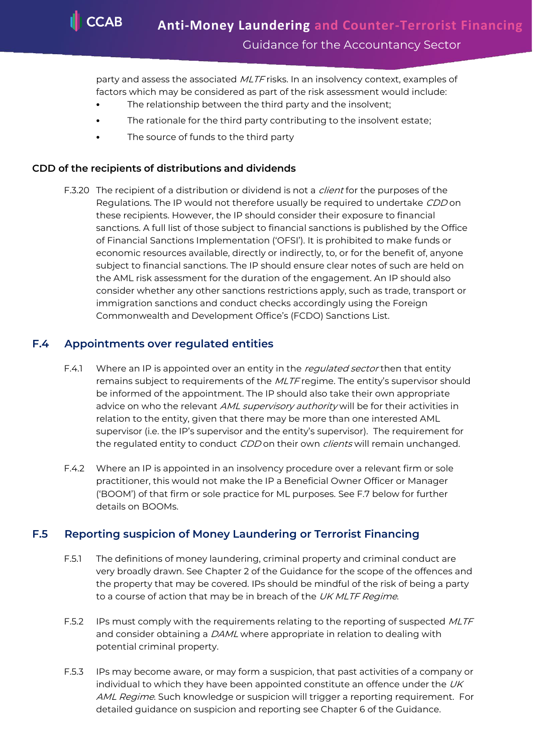party and assess the associated *MLTF* risks. In an insolvency context, examples of factors which may be considered as part of the risk assessment would include:

- The relationship between the third party and the insolvent;
- The rationale for the third party contributing to the insolvent estate;
- The source of funds to the third party

### CDD of the recipients of distributions and dividends

F.3.20 The recipient of a distribution or dividend is not a *client* for the purposes of the Regulations. The IP would not therefore usually be required to undertake *CDD* on these recipients. However, the IP should consider their exposure to financial sanctions. A full list of those subject to financial sanctions is published by the Office of Financial Sanctions Implementation ('OFSI'). It is prohibited to make funds or economic resources available, directly or indirectly, to, or for the benefit of, anyone subject to financial sanctions. The IP should ensure clear notes of such are held on the AML risk assessment for the duration of the engagement. An IP should also consider whether any other sanctions restrictions apply, such as trade, transport or immigration sanctions and conduct checks accordingly using the Foreign Commonwealth and Development Office's (FCDO) Sanctions List.

## F.4 Appointments over regulated entities

F.4.1 Where an IP is appointed over an entity in the *regulated sector* then that entity remains subject to requirements of the *MLTF* regime. The entity's supervisor should be informed of the appointment. The IP should also take their own appropriate advice on who the relevant *AML supervisory authority* will be for their activities in relation to the entity, given that there may be more than one interested AML supervisor (i.e. the IP's supervisor and the entity's supervisor). The requirement for the regulated entity to conduct *CDD* on their own *clients* will remain unchanged.

F.4.2 Where an IP is appointed in an insolvency procedure over a relevant firm or sole practitioner, this would not make the IP a Beneficial Owner Officer or Manager ('BOOM') of that firm or sole practice for ML purposes. See F.7 below for further details on BOOMs.

## F.5 Reporting suspicion of Money Laundering or Terrorist Financing

F.5.1 The definitions of money laundering, criminal property and criminal conduct are very broadly drawn. See Chapter 2 of the Guidance for the scope of the offences and the property that may be covered. IPs should be mindful of the risk of being a party to a course of action that may be in breach of the *UK MLTF Regime*.

F.5.2 IPs must comply with the requirements relating to the reporting of suspected *MLTF* and consider obtaining a *DAML* where appropriate in relation to dealing with potential criminal property.

F.5.3 IPs may become aware, or may form a suspicion, that past activities of a company or individual to which they have been appointed constitute an offence under the *UK AML Regime*. Such knowledge or suspicion will trigger a reporting requirement. For detailed guidance on suspicion and reporting see Chapter 6 of the Guidance.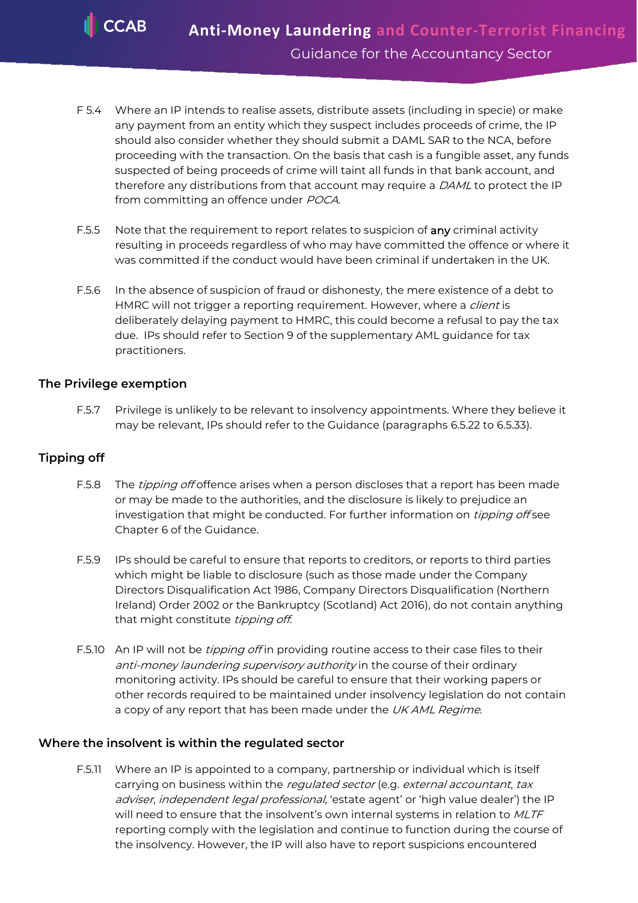F 5.4 Where an IP intends to realise assets, distribute assets (including in specie) or make any payment from an entity which they suspect includes proceeds of crime, the IP should also consider whether they should submit a DAML SAR to the NCA, before proceeding with the transaction. On the basis that cash is a fungible asset, any funds suspected of being proceeds of crime will taint all funds in that bank account, and therefore any distributions from that account may require a *DAML* to protect the IP from committing an offence under *POCA*.

F.5.5 Note that the requirement to report relates to suspicion of **any** criminal activity resulting in proceeds regardless of who may have committed the offence or where it was committed if the conduct would have been criminal if undertaken in the UK.

F.5.6 In the absence of suspicion of fraud or dishonesty, the mere existence of a debt to HMRC will not trigger a reporting requirement. However, where a *client* is deliberately delaying payment to HMRC, this could become a refusal to pay the tax due. IPs should refer to Section 9 of the supplementary AML guidance for tax practitioners.

### The Privilege exemption

F.5.7 Privilege is unlikely to be relevant to insolvency appointments. Where they believe it may be relevant, IPs should refer to the Guidance (paragraphs 6.5.22 to 6.5.33).

### Tipping off

F.5.8 The *tipping off* offence arises when a person discloses that a report has been made or may be made to the authorities, and the disclosure is likely to prejudice an investigation that might be conducted. For further information on *tipping off* see Chapter 6 of the Guidance.

F.5.9 IPs should be careful to ensure that reports to creditors, or reports to third parties which might be liable to disclosure (such as those made under the Company Directors Disqualification Act 1986, Company Directors Disqualification (Northern Ireland) Order 2002 or the Bankruptcy (Scotland) Act 2016), do not contain anything that might constitute *tipping off*.

F.5.10 An IP will not be *tipping off* in providing routine access to their case files to their *anti-money laundering supervisory authority* in the course of their ordinary monitoring activity. IPs should be careful to ensure that their working papers or other records required to be maintained under insolvency legislation do not contain a copy of any report that has been made under the *UK AML Regime*.

### Where the insolvent is within the regulated sector

F.5.11 Where an IP is appointed to a company, partnership or individual which is itself carrying on business within the *regulated sector* (e.g. *external accountant*, *tax adviser*, *independent legal professional*, 'estate agent' or 'high value dealer') the IP will need to ensure that the insolvent's own internal systems in relation to *MLTF* reporting comply with the legislation and continue to function during the course of the insolvency. However, the IP will also have to report suspicions encountered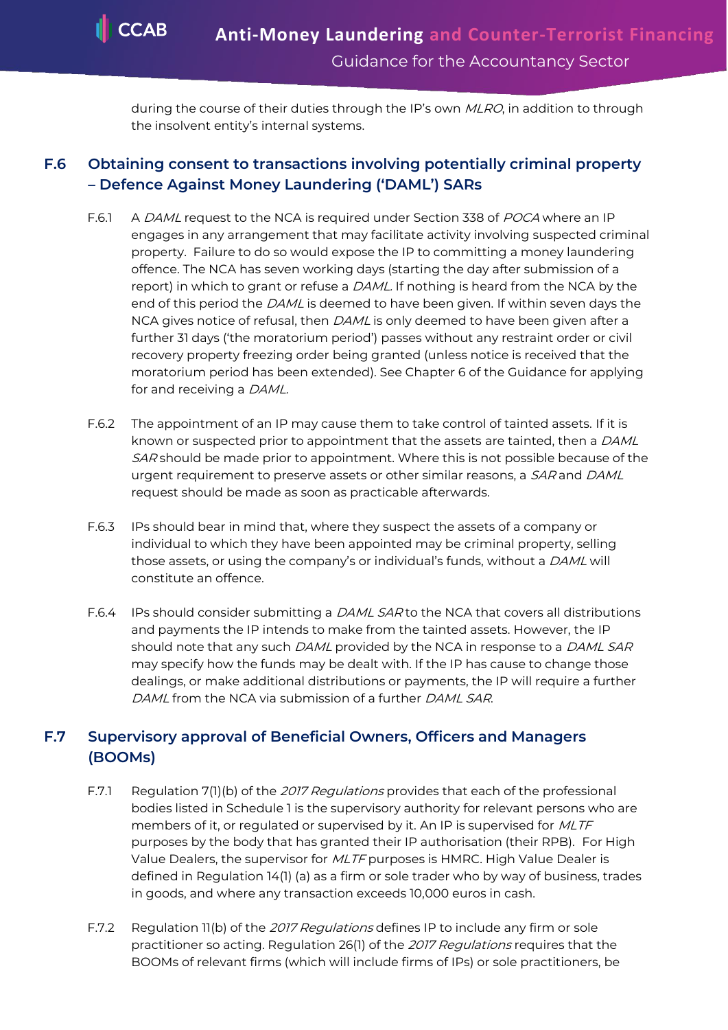during the course of their duties through the IP's own *MLRO*, in addition to through the insolvent entity's internal systems.

## F.6 Obtaining consent to transactions involving potentially criminal property – Defence Against Money Laundering ('DAML') SARs

F.6.1 A *DAML* request to the NCA is required under Section 338 of *POCA* where an IP engages in any arrangement that may facilitate activity involving suspected criminal property. Failure to do so would expose the IP to committing a money laundering offence. The NCA has seven working days (starting the day after submission of a report) in which to grant or refuse a *DAML*. If nothing is heard from the NCA by the end of this period the *DAML* is deemed to have been given. If within seven days the NCA gives notice of refusal, then *DAML* is only deemed to have been given after a further 31 days ('the moratorium period') passes without any restraint order or civil recovery property freezing order being granted (unless notice is received that the moratorium period has been extended). See Chapter 6 of the Guidance for applying for and receiving a *DAML*.

F.6.2 The appointment of an IP may cause them to take control of tainted assets. If it is known or suspected prior to appointment that the assets are tainted, then a *DAML SAR* should be made prior to appointment. Where this is not possible because of the urgent requirement to preserve assets or other similar reasons, a *SAR* and *DAML* request should be made as soon as practicable afterwards.

F.6.3 IPs should bear in mind that, where they suspect the assets of a company or individual to which they have been appointed may be criminal property, selling those assets, or using the company's or individual's funds, without a *DAML* will constitute an offence.

F.6.4 IPs should consider submitting a *DAML SAR* to the NCA that covers all distributions and payments the IP intends to make from the tainted assets. However, the IP should note that any such *DAML* provided by the NCA in response to a *DAML SAR* may specify how the funds may be dealt with. If the IP has cause to change those dealings, or make additional distributions or payments, the IP will require a further *DAML* from the NCA via submission of a further *DAML SAR*.

## F.7 Supervisory approval of Beneficial Owners, Officers and Managers (BOOMs)

F.7.1 Regulation 7(1)(b) of the *2017 Regulations* provides that each of the professional bodies listed in Schedule 1 is the supervisory authority for relevant persons who are members of it, or regulated or supervised by it. An IP is supervised for *MLTF* purposes by the body that has granted their IP authorisation (their RPB). For High Value Dealers, the supervisor for *MLTF* purposes is HMRC. High Value Dealer is defined in Regulation 14(1) (a) as a firm or sole trader who by way of business, trades in goods, and where any transaction exceeds 10,000 euros in cash.

F.7.2 Regulation 11(b) of the *2017 Regulations* defines IP to include any firm or sole practitioner so acting. Regulation 26(1) of the *2017 Regulations* requires that the BOOMs of relevant firms (which will include firms of IPs) or sole practitioners, be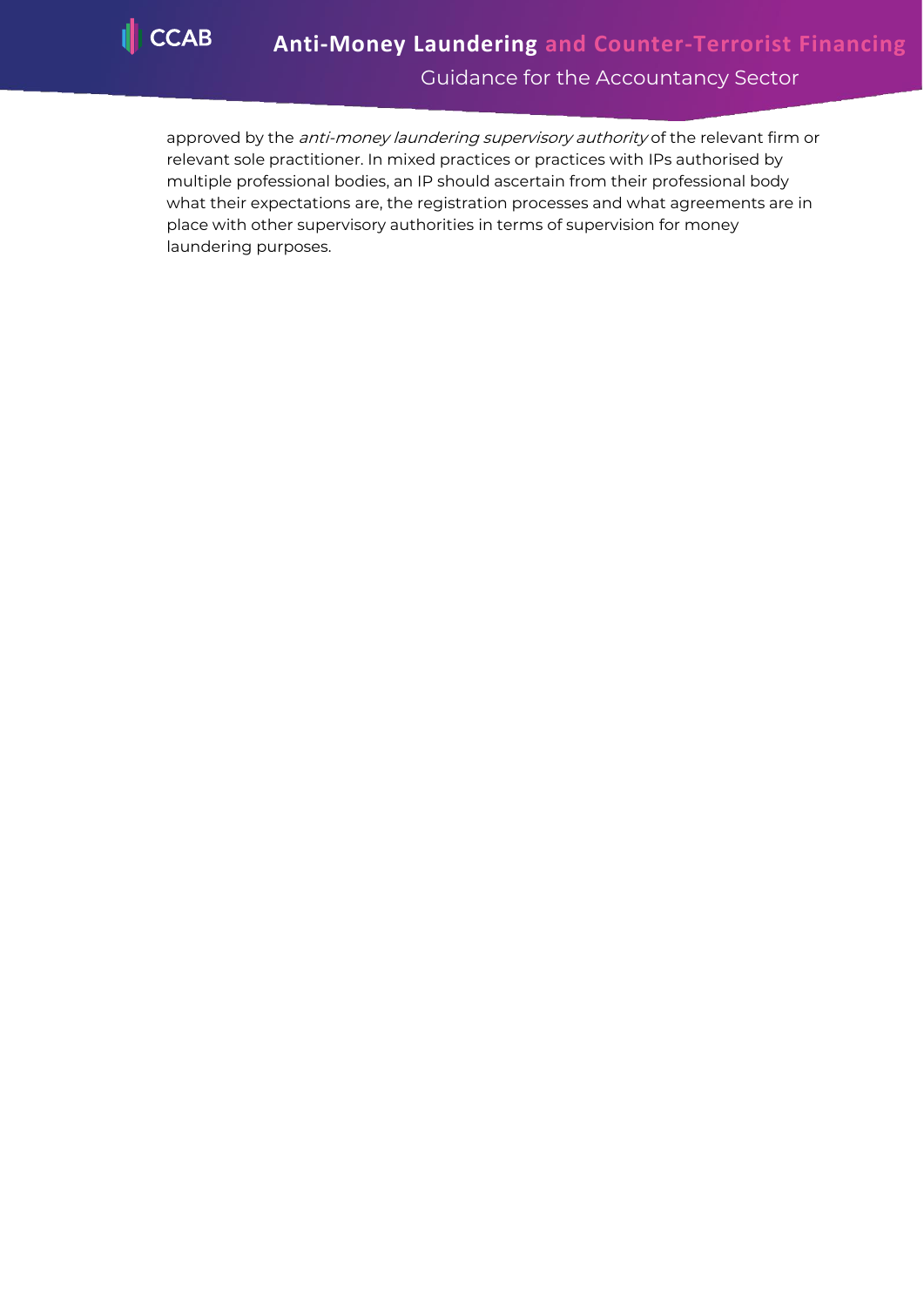approved by the *anti-money laundering supervisory authority* of the relevant firm or relevant sole practitioner. In mixed practices or practices with IPs authorised by multiple professional bodies, an IP should ascertain from their professional body what their expectations are, the registration processes and what agreements are in place with other supervisory authorities in terms of supervision for money laundering purposes.